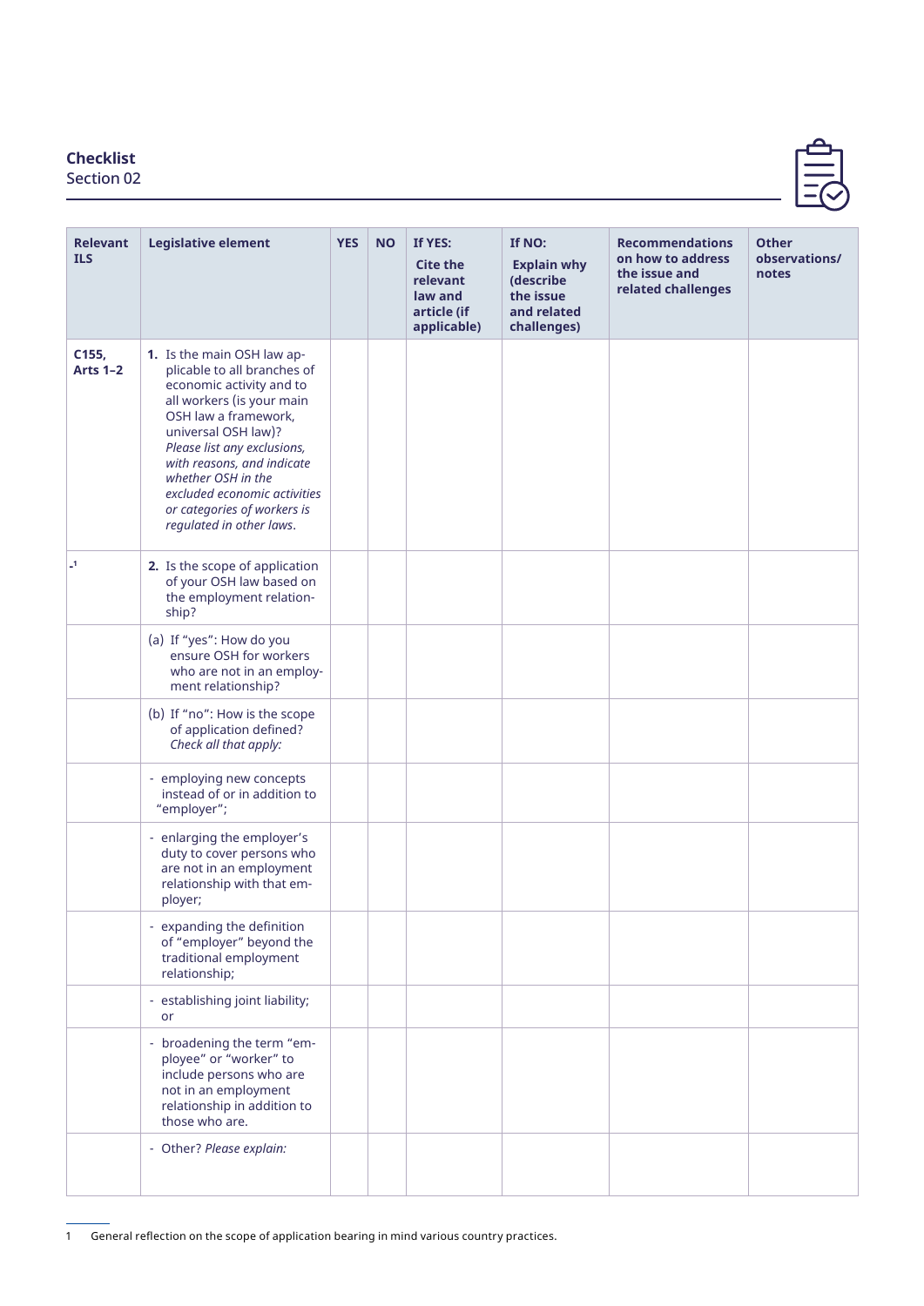**Checklist**
Section 02

| Relevant ILS | Legislative element | YES | NO | If YES: Cite the relevant law and article (if applicable) | If NO: Explain why (describe the issue and related challenges) | Recommendations on how to address the issue and related challenges | Other observations/ notes |
|---|---|---|---|---|---|---|---|
| C155, Arts 1–2 | **1.** Is the main OSH law applicable to all branches of economic activity and to all workers (is your main OSH law a framework, universal OSH law)? *Please list any exclusions, with reasons, and indicate whether OSH in the excluded economic activities or categories of workers is regulated in other laws.* | | | | | | |
| -[1] | **2.** Is the scope of application of your OSH law based on the employment relationship? | | | | | | |
| | (a) If "yes": How do you ensure OSH for workers who are not in an employment relationship? | | | | | | |
| | (b) If "no": How is the scope of application defined? *Check all that apply:* | | | | | | |
| | - employing new concepts instead of or in addition to "employer"; | | | | | | |
| | - enlarging the employer's duty to cover persons who are not in an employment relationship with that employer; | | | | | | |
| | - expanding the definition of "employer" beyond the traditional employment relationship; | | | | | | |
| | - establishing joint liability; or | | | | | | |
| | - broadening the term "employee" or "worker" to include persons who are not in an employment relationship in addition to those who are. | | | | | | |
| | - Other? *Please explain:* | | | | | | |

1 General reflection on the scope of application bearing in mind various country practices.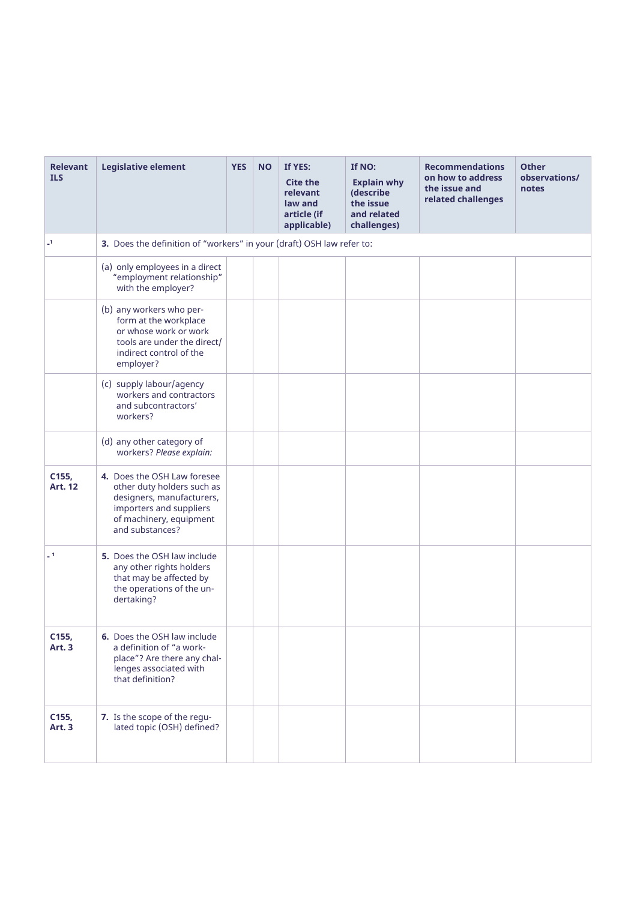| Relevant ILS | Legislative element | YES | NO | If YES: Cite the relevant law and article (if applicable) | If NO: Explain why (describe the issue and related challenges) | Recommendations on how to address the issue and related challenges | Other observations/ notes |
|---|---|---|---|---|---|---|---|
| -[1] | **3.** Does the definition of "workers" in your (draft) OSH law refer to: | | | | | | |
| | (a) only employees in a direct "employment relationship" with the employer? | | | | | | |
| | (b) any workers who perform at the workplace or whose work or work tools are under the direct/ indirect control of the employer? | | | | | | |
| | (c) supply labour/agency workers and contractors and subcontractors' workers? | | | | | | |
| | (d) any other category of workers? *Please explain:* | | | | | | |
| **C155, Art. 12** | **4.** Does the OSH Law foresee other duty holders such as designers, manufacturers, importers and suppliers of machinery, equipment and substances? | | | | | | |
| - [1] | **5.** Does the OSH law include any other rights holders that may be affected by the operations of the undertaking? | | | | | | |
| **C155, Art. 3** | **6.** Does the OSH law include a definition of "a workplace"? Are there any challenges associated with that definition? | | | | | | |
| **C155, Art. 3** | **7.** Is the scope of the regulated topic (OSH) defined? | | | | | | |